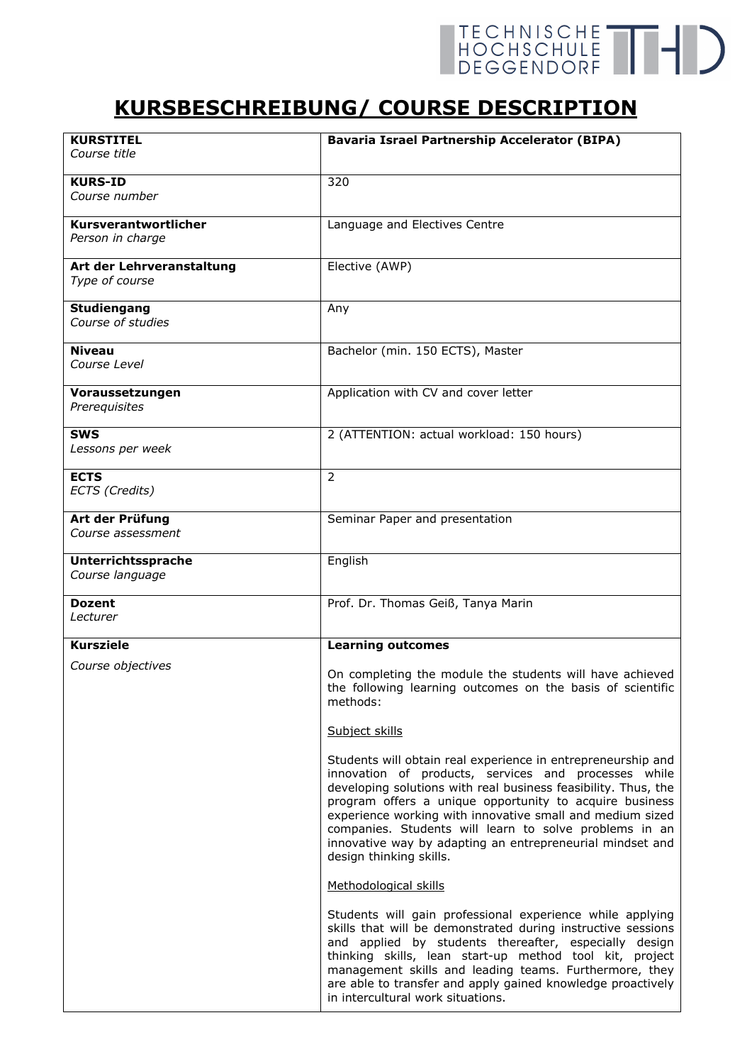# KURSBESCHREIBUNG/ COURSE DESCRIPTION

| | |
|---|---|
| **KURSTITEL** *Course title* | **Bavaria Israel Partnership Accelerator (BIPA)** |
| **KURS-ID** *Course number* | 320 |
| **Kursverantwortlicher** *Person in charge* | Language and Electives Centre |
| **Art der Lehrveranstaltung** *Type of course* | Elective (AWP) |
| **Studiengang** *Course of studies* | Any |
| **Niveau** *Course Level* | Bachelor (min. 150 ECTS), Master |
| **Voraussetzungen** *Prerequisites* | Application with CV and cover letter |
| **SWS** *Lessons per week* | 2 (ATTENTION: actual workload: 150 hours) |
| **ECTS** *ECTS (Credits)* | 2 |
| **Art der Prüfung** *Course assessment* | Seminar Paper and presentation |
| **Unterrichtssprache** *Course language* | English |
| **Dozent** *Lecturer* | Prof. Dr. Thomas Geiß, Tanya Marin |
| **Kursziele** *Course objectives* | **Learning outcomes**<br><br>On completing the module the students will have achieved the following learning outcomes on the basis of scientific methods:<br><br>Subject skills<br><br>Students will obtain real experience in entrepreneurship and innovation of products, services and processes while developing solutions with real business feasibility. Thus, the program offers a unique opportunity to acquire business experience working with innovative small and medium sized companies. Students will learn to solve problems in an innovative way by adapting an entrepreneurial mindset and design thinking skills.<br><br>Methodological skills<br><br>Students will gain professional experience while applying skills that will be demonstrated during instructive sessions and applied by students thereafter, especially design thinking skills, lean start-up method tool kit, project management skills and leading teams. Furthermore, they are able to transfer and apply gained knowledge proactively in intercultural work situations. |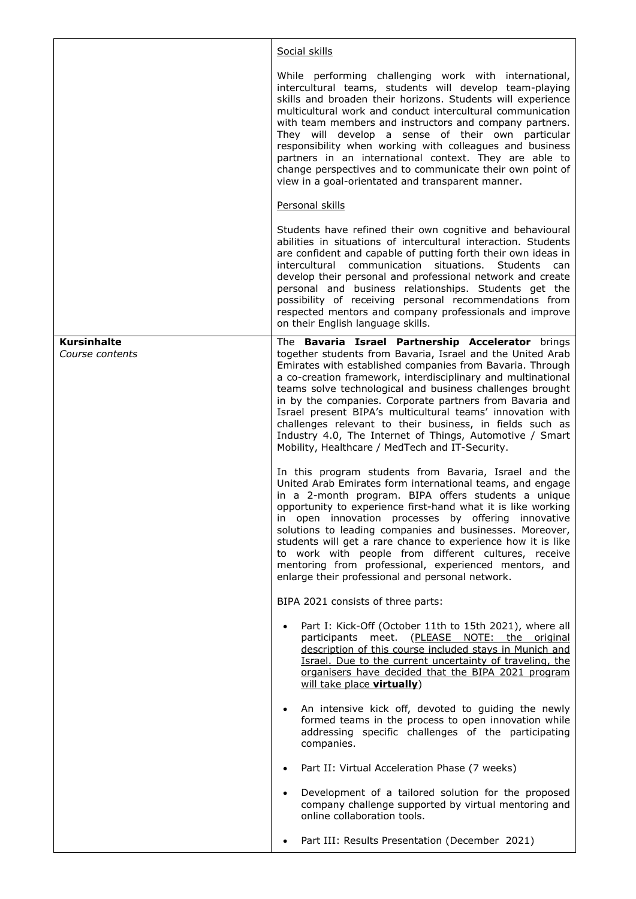| | |
|---|---|
| | <u>Social skills</u><br><br>While performing challenging work with international, intercultural teams, students will develop team-playing skills and broaden their horizons. Students will experience multicultural work and conduct intercultural communication with team members and instructors and company partners. They will develop a sense of their own particular responsibility when working with colleagues and business partners in an international context. They are able to change perspectives and to communicate their own point of view in a goal-orientated and transparent manner.<br><br><u>Personal skills</u><br><br>Students have refined their own cognitive and behavioural abilities in situations of intercultural interaction. Students are confident and capable of putting forth their own ideas in intercultural communication situations. Students can develop their personal and professional network and create personal and business relationships. Students get the possibility of receiving personal recommendations from respected mentors and company professionals and improve on their English language skills. |
| **Kursinhalte**<br>*Course contents* | The **Bavaria Israel Partnership Accelerator** brings together students from Bavaria, Israel and the United Arab Emirates with established companies from Bavaria. Through a co-creation framework, interdisciplinary and multinational teams solve technological and business challenges brought in by the companies. Corporate partners from Bavaria and Israel present BIPA's multicultural teams' innovation with challenges relevant to their business, in fields such as Industry 4.0, The Internet of Things, Automotive / Smart Mobility, Healthcare / MedTech and IT-Security.<br><br>In this program students from Bavaria, Israel and the United Arab Emirates form international teams, and engage in a 2-month program. BIPA offers students a unique opportunity to experience first-hand what it is like working in open innovation processes by offering innovative solutions to leading companies and businesses. Moreover, students will get a rare chance to experience how it is like to work with people from different cultures, receive mentoring from professional, experienced mentors, and enlarge their professional and personal network.<br><br>BIPA 2021 consists of three parts:<br><br>• Part I: Kick-Off (October 11th to 15th 2021), where all participants meet. (<u>PLEASE NOTE: the original description of this course included stays in Munich and Israel. Due to the current uncertainty of traveling, the organisers have decided that the BIPA 2021 program will take place **virtually**</u>)<br><br>• An intensive kick off, devoted to guiding the newly formed teams in the process to open innovation while addressing specific challenges of the participating companies.<br><br>• Part II: Virtual Acceleration Phase (7 weeks)<br><br>• Development of a tailored solution for the proposed company challenge supported by virtual mentoring and online collaboration tools.<br><br>• Part III: Results Presentation (December 2021) |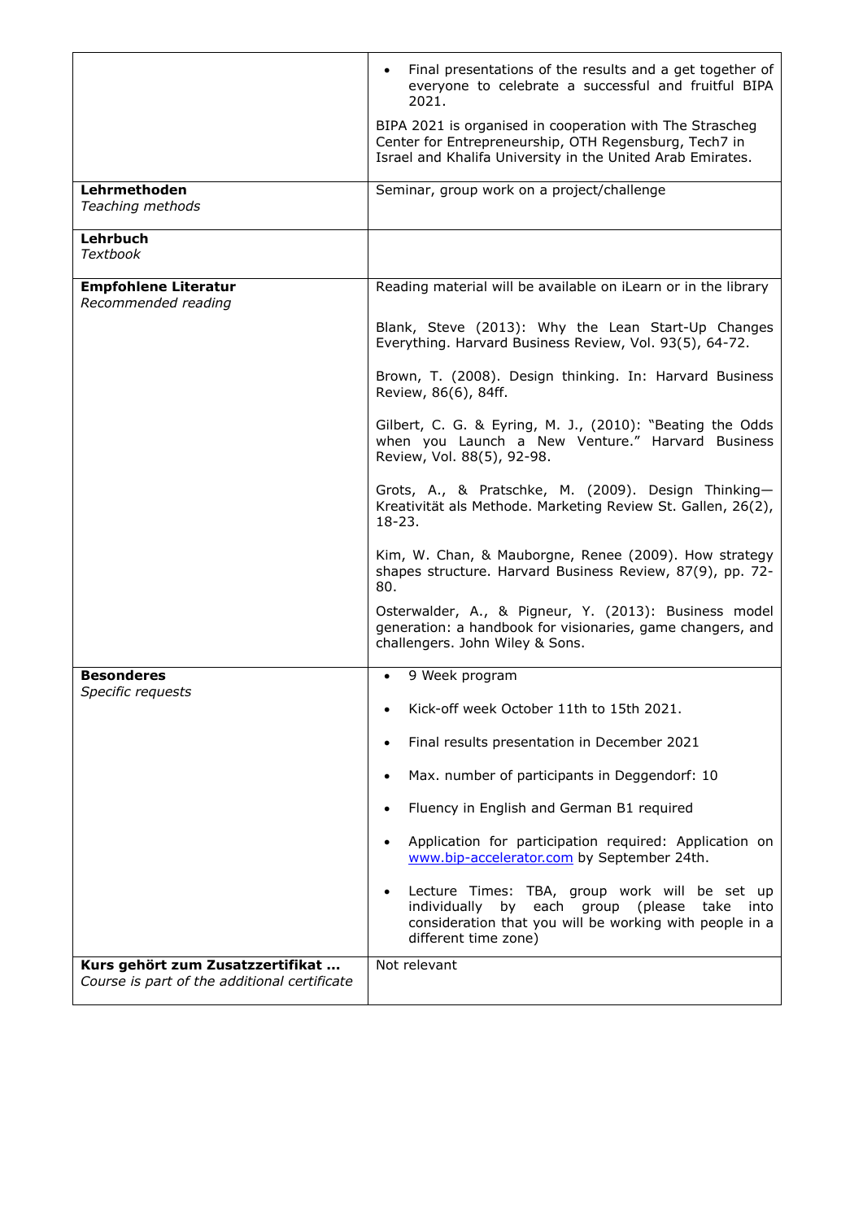| | |
|---|---|
| | • Final presentations of the results and a get together of everyone to celebrate a successful and fruitful BIPA 2021.<br><br>BIPA 2021 is organised in cooperation with The Strascheg Center for Entrepreneurship, OTH Regensburg, Tech7 in Israel and Khalifa University in the United Arab Emirates. |
| **Lehrmethoden**<br>*Teaching methods* | Seminar, group work on a project/challenge |
| **Lehrbuch**<br>*Textbook* | |
| **Empfohlene Literatur**<br>*Recommended reading* | Reading material will be available on iLearn or in the library<br><br>Blank, Steve (2013): Why the Lean Start-Up Changes Everything. Harvard Business Review, Vol. 93(5), 64-72.<br><br>Brown, T. (2008). Design thinking. In: Harvard Business Review, 86(6), 84ff.<br><br>Gilbert, C. G. & Eyring, M. J., (2010): "Beating the Odds when you Launch a New Venture." Harvard Business Review, Vol. 88(5), 92-98.<br><br>Grots, A., & Pratschke, M. (2009). Design Thinking—Kreativität als Methode. Marketing Review St. Gallen, 26(2), 18-23.<br><br>Kim, W. Chan, & Mauborgne, Renee (2009). How strategy shapes structure. Harvard Business Review, 87(9), pp. 72-80.<br><br>Osterwalder, A., & Pigneur, Y. (2013): Business model generation: a handbook for visionaries, game changers, and challengers. John Wiley & Sons. |
| **Besonderes**<br>*Specific requests* | • 9 Week program<br>• Kick-off week October 11th to 15th 2021.<br>• Final results presentation in December 2021<br>• Max. number of participants in Deggendorf: 10<br>• Fluency in English and German B1 required<br>• Application for participation required: Application on www.bip-accelerator.com by September 24th.<br>• Lecture Times: TBA, group work will be set up individually by each group (please take into consideration that you will be working with people in a different time zone) |
| **Kurs gehört zum Zusatzzertifikat ...**<br>*Course is part of the additional certificate* | Not relevant |